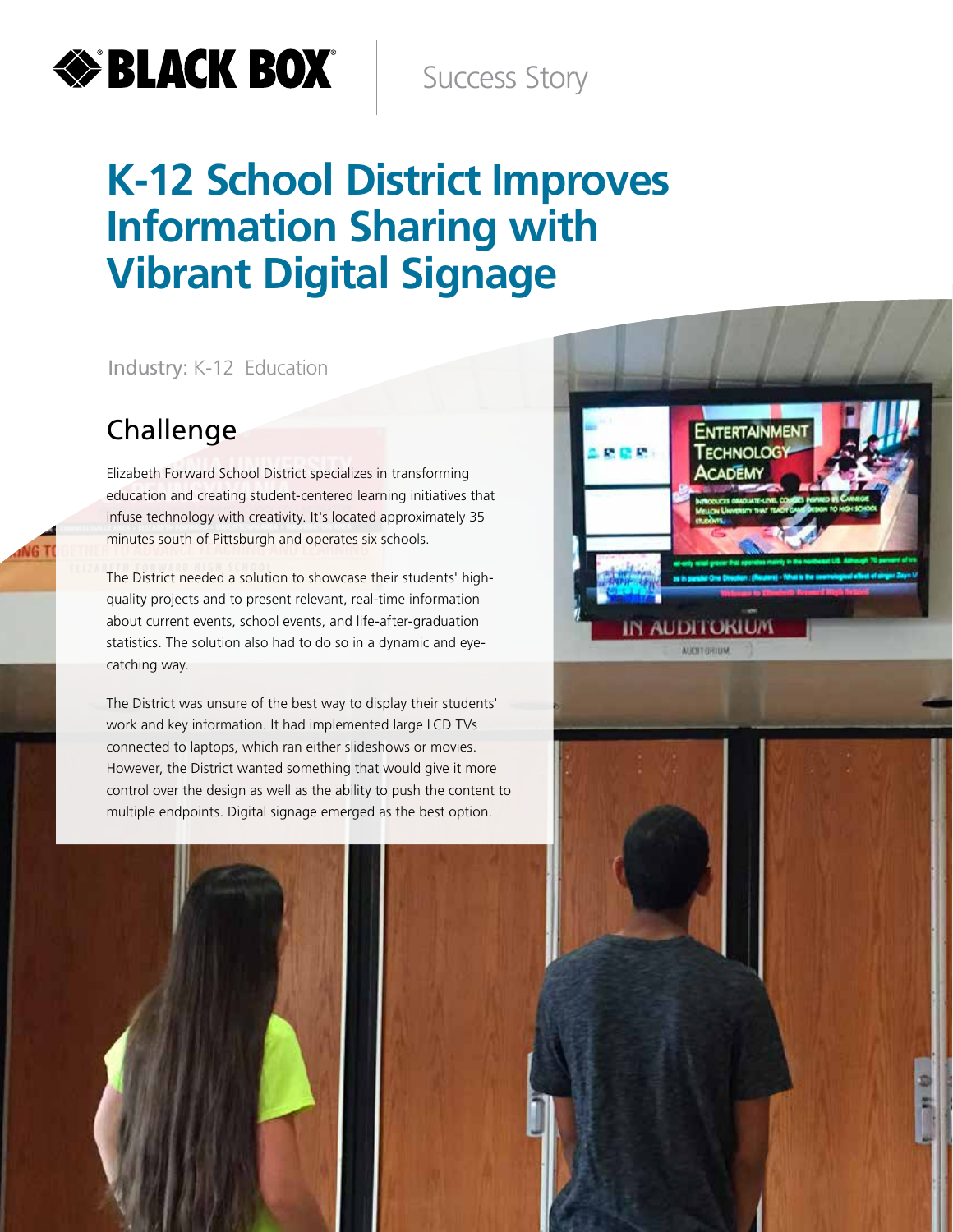BLACK BOX

Success Story

# K-12 School District Improves Information Sharing with Vibrant Digital Signage

Industry: K-12 Education

## Challenge

Elizabeth Forward School District specializes in transforming education and creating student-centered learning initiatives that infuse technology with creativity. It's located approximately 35 minutes south of Pittsburgh and operates six schools.

The District needed a solution to showcase their students' high-quality projects and to present relevant, real-time information about current events, school events, and life-after-graduation statistics. The solution also had to do so in a dynamic and eye-catching way.

The District was unsure of the best way to display their students' work and key information. It had implemented large LCD TVs connected to laptops, which ran either slideshows or movies. However, the District wanted something that would give it more control over the design as well as the ability to push the content to multiple endpoints. Digital signage emerged as the best option.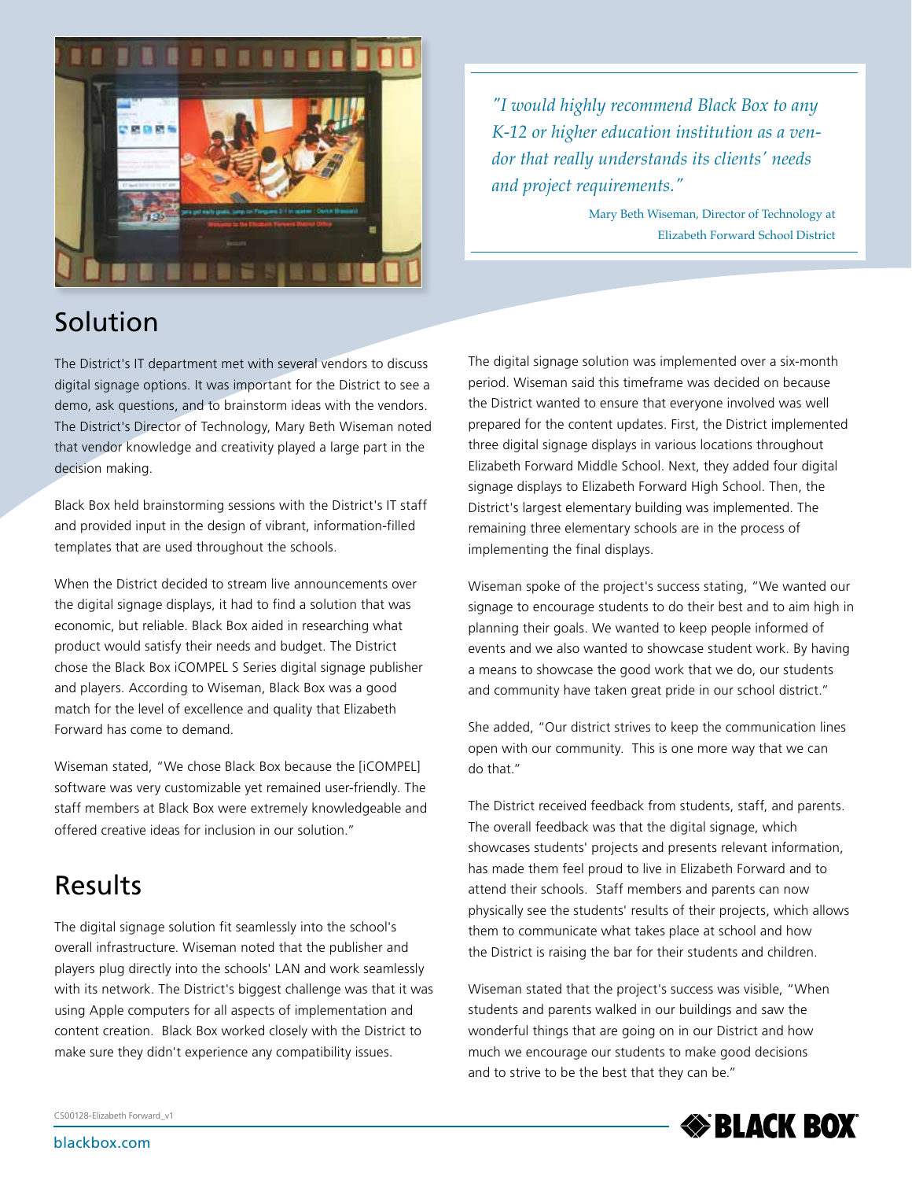*"I would highly recommend Black Box to any K-12 or higher education institution as a vendor that really understands its clients' needs and project requirements."*

Mary Beth Wiseman, Director of Technology at Elizabeth Forward School District

## Solution

The District's IT department met with several vendors to discuss digital signage options. It was important for the District to see a demo, ask questions, and to brainstorm ideas with the vendors. The District's Director of Technology, Mary Beth Wiseman noted that vendor knowledge and creativity played a large part in the decision making.

Black Box held brainstorming sessions with the District's IT staff and provided input in the design of vibrant, information-filled templates that are used throughout the schools.

When the District decided to stream live announcements over the digital signage displays, it had to find a solution that was economic, but reliable. Black Box aided in researching what product would satisfy their needs and budget. The District chose the Black Box iCOMPEL S Series digital signage publisher and players. According to Wiseman, Black Box was a good match for the level of excellence and quality that Elizabeth Forward has come to demand.

Wiseman stated, "We chose Black Box because the [iCOMPEL] software was very customizable yet remained user-friendly. The staff members at Black Box were extremely knowledgeable and offered creative ideas for inclusion in our solution."

## Results

The digital signage solution fit seamlessly into the school's overall infrastructure. Wiseman noted that the publisher and players plug directly into the schools' LAN and work seamlessly with its network. The District's biggest challenge was that it was using Apple computers for all aspects of implementation and content creation. Black Box worked closely with the District to make sure they didn't experience any compatibility issues.

The digital signage solution was implemented over a six-month period. Wiseman said this timeframe was decided on because the District wanted to ensure that everyone involved was well prepared for the content updates. First, the District implemented three digital signage displays in various locations throughout Elizabeth Forward Middle School. Next, they added four digital signage displays to Elizabeth Forward High School. Then, the District's largest elementary building was implemented. The remaining three elementary schools are in the process of implementing the final displays.

Wiseman spoke of the project's success stating, "We wanted our signage to encourage students to do their best and to aim high in planning their goals. We wanted to keep people informed of events and we also wanted to showcase student work. By having a means to showcase the good work that we do, our students and community have taken great pride in our school district."

She added, "Our district strives to keep the communication lines open with our community. This is one more way that we can do that."

The District received feedback from students, staff, and parents. The overall feedback was that the digital signage, which showcases students' projects and presents relevant information, has made them feel proud to live in Elizabeth Forward and to attend their schools. Staff members and parents can now physically see the students' results of their projects, which allows them to communicate what takes place at school and how the District is raising the bar for their students and children.

Wiseman stated that the project's success was visible, "When students and parents walked in our buildings and saw the wonderful things that are going on in our District and how much we encourage our students to make good decisions and to strive to be the best that they can be."

CS00128-Elizabeth Forward_v1

blackbox.com